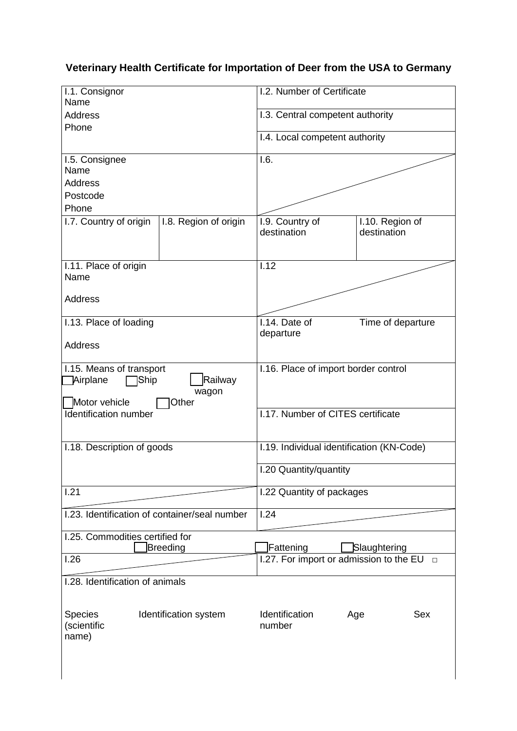# Veterinary Health Certificate for Importation of Deer from the USA to Germany

| | | | |
|---|---|---|---|
| I.1. Consignor<br>Name<br>Address<br>Phone | | I.2. Number of Certificate | |
| | | I.3. Central competent authority | |
| | | I.4. Local competent authority | |
| I.5. Consignee<br>Name<br>Address<br>Postcode<br>Phone | | I.6. | |
| I.7. Country of origin | I.8. Region of origin | I.9. Country of destination | I.10. Region of destination |
| I.11. Place of origin<br>Name<br><br>Address | | I.12 | |
| I.13. Place of loading<br><br>Address | | I.14. Date of departure | Time of departure |
| I.15. Means of transport<br>☐ Airplane ☐ Ship ☐ Railway wagon<br>☐ Motor vehicle ☐ Other<br>Identification number | | I.16. Place of import border control | |
| | | I.17. Number of CITES certificate | |
| I.18. Description of goods | | I.19. Individual identification (KN-Code) | |
| | | I.20 Quantity/quantity | |
| I.21 | | I.22 Quantity of packages | |
| I.23. Identification of container/seal number | | I.24 | |
| I.25. Commodities certified for<br>☐ Breeding ☐ Fattening ☐ Slaughtering | | | |
| I.26 | | I.27. For import or admission to the EU ☐ | |

I.28. Identification of animals

| Species (scientific name) | Identification system | Identification number | Age | Sex |
|---|---|---|---|---|
| | | | | |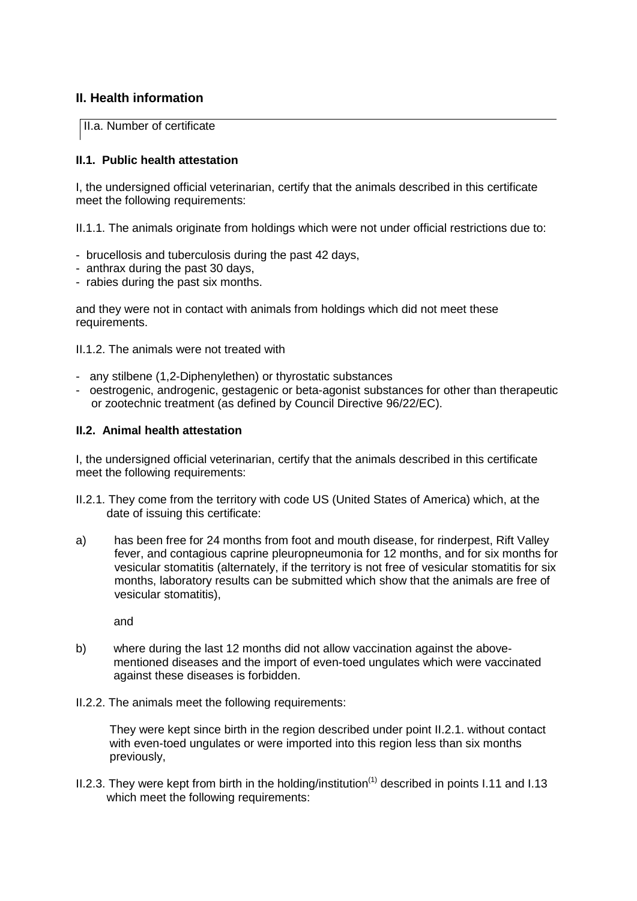## II. Health information

II.a. Number of certificate

### II.1. Public health attestation

I, the undersigned official veterinarian, certify that the animals described in this certificate meet the following requirements:

II.1.1. The animals originate from holdings which were not under official restrictions due to:

- brucellosis and tuberculosis during the past 42 days,
- anthrax during the past 30 days,
- rabies during the past six months.

and they were not in contact with animals from holdings which did not meet these requirements.

II.1.2. The animals were not treated with

- any stilbene (1,2-Diphenylethen) or thyrostatic substances
- oestrogenic, androgenic, gestagenic or beta-agonist substances for other than therapeutic or zootechnic treatment (as defined by Council Directive 96/22/EC).

### II.2. Animal health attestation

I, the undersigned official veterinarian, certify that the animals described in this certificate meet the following requirements:

II.2.1. They come from the territory with code US (United States of America) which, at the date of issuing this certificate:

a) has been free for 24 months from foot and mouth disease, for rinderpest, Rift Valley fever, and contagious caprine pleuropneumonia for 12 months, and for six months for vesicular stomatitis (alternately, if the territory is not free of vesicular stomatitis for six months, laboratory results can be submitted which show that the animals are free of vesicular stomatitis),

and

b) where during the last 12 months did not allow vaccination against the above-mentioned diseases and the import of even-toed ungulates which were vaccinated against these diseases is forbidden.

II.2.2. The animals meet the following requirements:

They were kept since birth in the region described under point II.2.1. without contact with even-toed ungulates or were imported into this region less than six months previously,

II.2.3. They were kept from birth in the holding/institution[(1)] described in points I.11 and I.13 which meet the following requirements: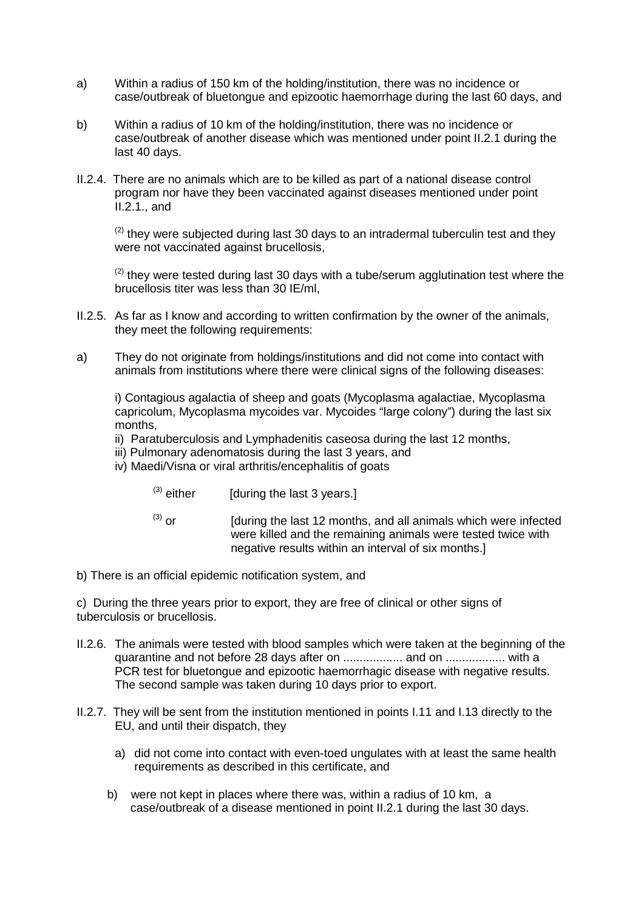a) Within a radius of 150 km of the holding/institution, there was no incidence or case/outbreak of bluetongue and epizootic haemorrhage during the last 60 days, and

b) Within a radius of 10 km of the holding/institution, there was no incidence or case/outbreak of another disease which was mentioned under point II.2.1 during the last 40 days.

II.2.4. There are no animals which are to be killed as part of a national disease control program nor have they been vaccinated against diseases mentioned under point II.2.1., and

(2) they were subjected during last 30 days to an intradermal tuberculin test and they were not vaccinated against brucellosis,

(2) they were tested during last 30 days with a tube/serum agglutination test where the brucellosis titer was less than 30 IE/ml,

II.2.5. As far as I know and according to written confirmation by the owner of the animals, they meet the following requirements:

a) They do not originate from holdings/institutions and did not come into contact with animals from institutions where there were clinical signs of the following diseases:

i) Contagious agalactia of sheep and goats (Mycoplasma agalactiae, Mycoplasma capricolum, Mycoplasma mycoides var. Mycoides "large colony") during the last six months,
ii) Paratuberculosis and Lymphadenitis caseosa during the last 12 months,
iii) Pulmonary adenomatosis during the last 3 years, and
iv) Maedi/Visna or viral arthritis/encephalitis of goats

(3) either [during the last 3 years.]

(3) or [during the last 12 months, and all animals which were infected were killed and the remaining animals were tested twice with negative results within an interval of six months.]

b) There is an official epidemic notification system, and

c) During the three years prior to export, they are free of clinical or other signs of tuberculosis or brucellosis.

II.2.6. The animals were tested with blood samples which were taken at the beginning of the quarantine and not before 28 days after on .................. and on .................. with a PCR test for bluetongue and epizootic haemorrhagic disease with negative results. The second sample was taken during 10 days prior to export.

II.2.7. They will be sent from the institution mentioned in points I.11 and I.13 directly to the EU, and until their dispatch, they

a) did not come into contact with even-toed ungulates with at least the same health requirements as described in this certificate, and

b) were not kept in places where there was, within a radius of 10 km, a case/outbreak of a disease mentioned in point II.2.1 during the last 30 days.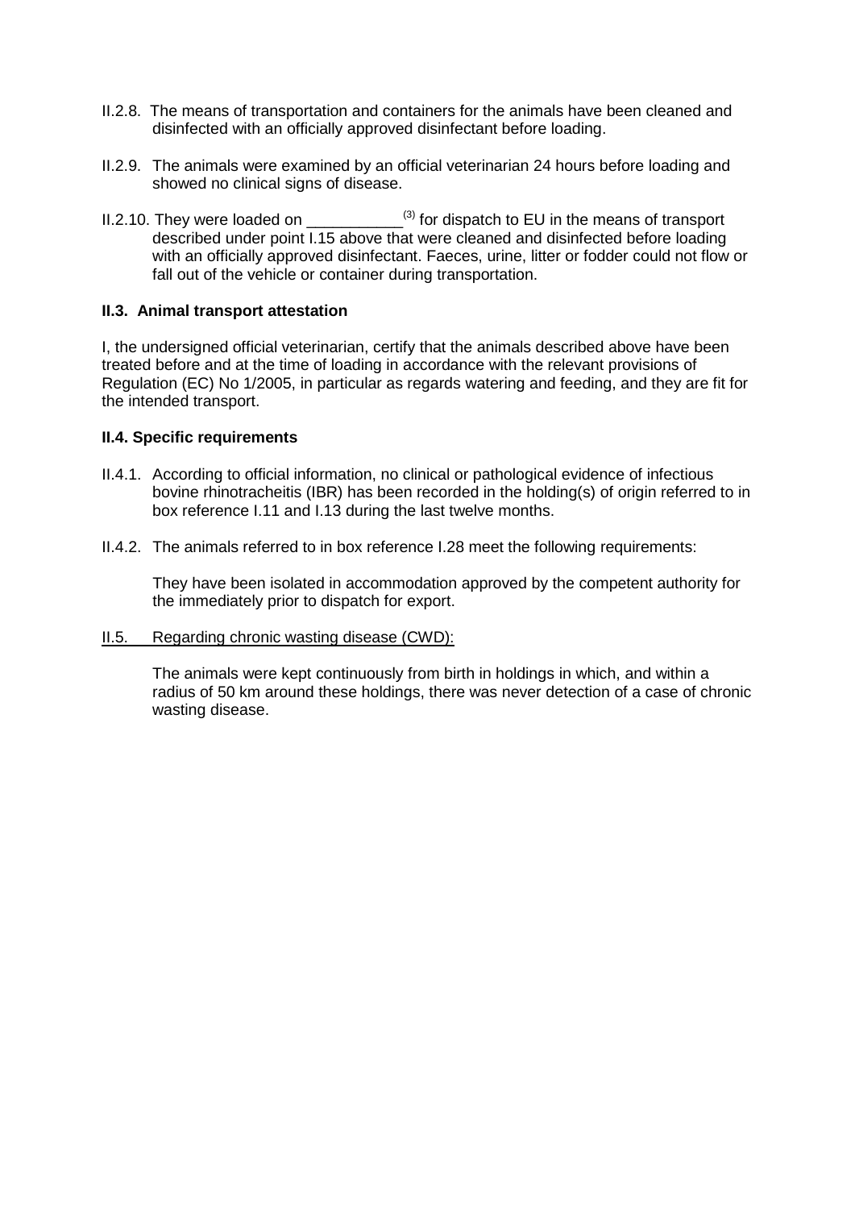II.2.8. The means of transportation and containers for the animals have been cleaned and disinfected with an officially approved disinfectant before loading.

II.2.9. The animals were examined by an official veterinarian 24 hours before loading and showed no clinical signs of disease.

II.2.10. They were loaded on ___________(3) for dispatch to EU in the means of transport described under point I.15 above that were cleaned and disinfected before loading with an officially approved disinfectant. Faeces, urine, litter or fodder could not flow or fall out of the vehicle or container during transportation.

**II.3. Animal transport attestation**

I, the undersigned official veterinarian, certify that the animals described above have been treated before and at the time of loading in accordance with the relevant provisions of Regulation (EC) No 1/2005, in particular as regards watering and feeding, and they are fit for the intended transport.

**II.4. Specific requirements**

II.4.1. According to official information, no clinical or pathological evidence of infectious bovine rhinotracheitis (IBR) has been recorded in the holding(s) of origin referred to in box reference I.11 and I.13 during the last twelve months.

II.4.2. The animals referred to in box reference I.28 meet the following requirements:

They have been isolated in accommodation approved by the competent authority for the immediately prior to dispatch for export.

<u>II.5. Regarding chronic wasting disease (CWD):</u>

The animals were kept continuously from birth in holdings in which, and within a radius of 50 km around these holdings, there was never detection of a case of chronic wasting disease.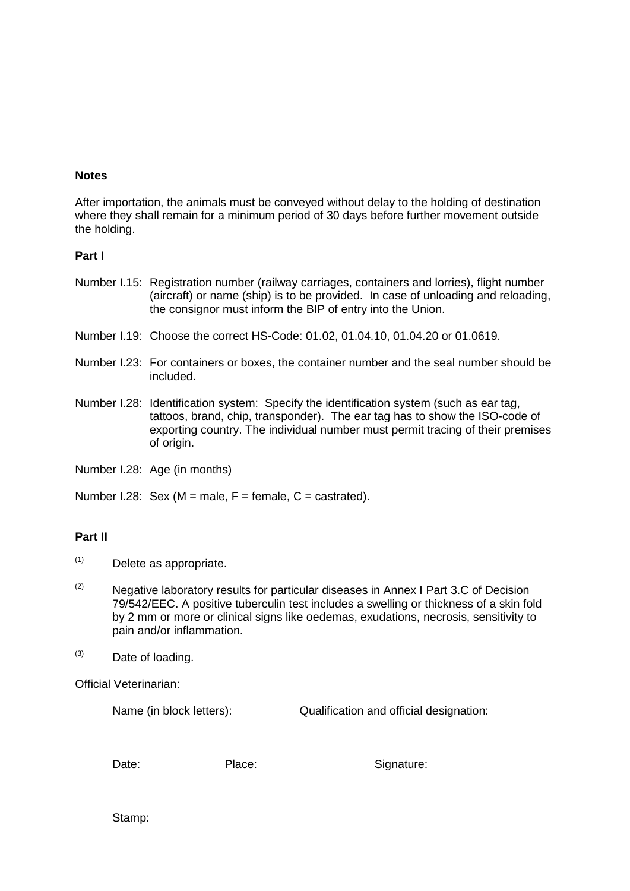**Notes**

After importation, the animals must be conveyed without delay to the holding of destination where they shall remain for a minimum period of 30 days before further movement outside the holding.

**Part I**

Number I.15: Registration number (railway carriages, containers and lorries), flight number (aircraft) or name (ship) is to be provided. In case of unloading and reloading, the consignor must inform the BIP of entry into the Union.

Number I.19: Choose the correct HS-Code: 01.02, 01.04.10, 01.04.20 or 01.0619.

Number I.23: For containers or boxes, the container number and the seal number should be included.

Number I.28: Identification system: Specify the identification system (such as ear tag, tattoos, brand, chip, transponder). The ear tag has to show the ISO-code of exporting country. The individual number must permit tracing of their premises of origin.

Number I.28: Age (in months)

Number I.28: Sex (M = male, F = female, C = castrated).

**Part II**

(1) Delete as appropriate.

(2) Negative laboratory results for particular diseases in Annex I Part 3.C of Decision 79/542/EEC. A positive tuberculin test includes a swelling or thickness of a skin fold by 2 mm or more or clinical signs like oedemas, exudations, necrosis, sensitivity to pain and/or inflammation.

(3) Date of loading.

Official Veterinarian:

Name (in block letters): Qualification and official designation:

Date: Place: Signature:

Stamp: